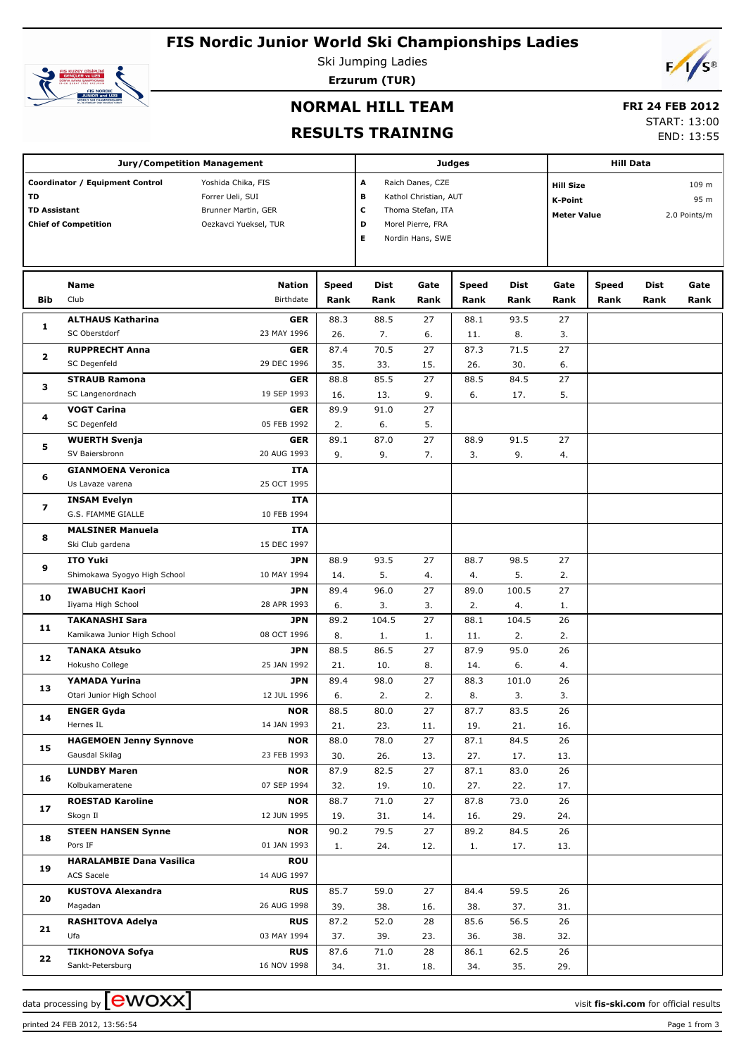# FIS Nordic Junior World Ski Championships Ladies

Ski Jumping Ladies

**Erzurum (TUR)**

## NORMAL HILL TEAM

## RESULTS TRAINING

**FRI 24 FEB 2012**

START: 13:00

END: 13:55

| Jury/Competition Management | | Judges | | Hill Data | |
|---|---|---|---|---|---|
| **Coordinator / Equipment Control** | Yoshida Chika, FIS | A | Raich Danes, CZE | **Hill Size** | 109 m |
| **TD** | Forrer Ueli, SUI | B | Kathol Christian, AUT | **K-Point** | 95 m |
| **TD Assistant** | Brunner Martin, GER | C | Thoma Stefan, ITA | **Meter Value** | 2.0 Points/m |
| **Chief of Competition** | Oezkavci Yueksel, TUR | D | Morel Pierre, FRA | | |
| | | E | Nordin Hans, SWE | | |

| Bib | Name / Club | Nation / Birthdate | Speed / Rank | Dist / Rank | Gate / Rank | Speed / Rank | Dist / Rank | Gate / Rank | Speed / Rank | Dist / Rank | Gate / Rank |
|---|---|---|---|---|---|---|---|---|---|---|---|
| 1 | **ALTHAUS Katharina** SC Oberstdorf | **GER** 23 MAY 1996 | 88.3 26. | 88.5 7. | 27 6. | 88.1 11. | 93.5 8. | 27 3. | | | |
| 2 | **RUPPRECHT Anna** SC Degenfeld | **GER** 29 DEC 1996 | 87.4 35. | 70.5 33. | 27 15. | 87.3 26. | 71.5 30. | 27 6. | | | |
| 3 | **STRAUB Ramona** SC Langenordnach | **GER** 19 SEP 1993 | 88.8 16. | 85.5 13. | 27 9. | 88.5 6. | 84.5 17. | 27 5. | | | |
| 4 | **VOGT Carina** SC Degenfeld | **GER** 05 FEB 1992 | 89.9 2. | 91.0 6. | 27 5. | | | | | | |
| 5 | **WUERTH Svenja** SV Baiersbronn | **GER** 20 AUG 1993 | 89.1 9. | 87.0 9. | 27 7. | 88.9 3. | 91.5 9. | 27 4. | | | |
| 6 | **GIANMOENA Veronica** Us Lavaze varena | **ITA** 25 OCT 1995 | | | | | | | | | |
| 7 | **INSAM Evelyn** G.S. FIAMME GIALLE | **ITA** 10 FEB 1994 | | | | | | | | | |
| 8 | **MALSINER Manuela** Ski Club gardena | **ITA** 15 DEC 1997 | | | | | | | | | |
| 9 | **ITO Yuki** Shimokawa Syogyo High School | **JPN** 10 MAY 1994 | 88.9 14. | 93.5 5. | 27 4. | 88.7 4. | 98.5 5. | 27 2. | | | |
| 10 | **IWABUCHI Kaori** Iiyama High School | **JPN** 28 APR 1993 | 89.4 6. | 96.0 3. | 27 3. | 89.0 2. | 100.5 4. | 27 1. | | | |
| 11 | **TAKANASHI Sara** Kamikawa Junior High School | **JPN** 08 OCT 1996 | 89.2 8. | 104.5 1. | 27 1. | 88.1 11. | 104.5 2. | 26 2. | | | |
| 12 | **TANAKA Atsuko** Hokusho College | **JPN** 25 JAN 1992 | 88.5 21. | 86.5 10. | 27 8. | 87.9 14. | 95.0 6. | 26 4. | | | |
| 13 | **YAMADA Yurina** Otari Junior High School | **JPN** 12 JUL 1996 | 89.4 6. | 98.0 2. | 27 2. | 88.3 8. | 101.0 3. | 26 3. | | | |
| 14 | **ENGER Gyda** Hernes IL | **NOR** 14 JAN 1993 | 88.5 21. | 80.0 23. | 27 11. | 87.7 19. | 83.5 21. | 26 16. | | | |
| 15 | **HAGEMOEN Jenny Synnove** Gausdal Skilag | **NOR** 23 FEB 1993 | 88.0 30. | 78.0 26. | 27 13. | 87.1 27. | 84.5 17. | 26 13. | | | |
| 16 | **LUNDBY Maren** Kolbukameratene | **NOR** 07 SEP 1994 | 87.9 32. | 82.5 19. | 27 10. | 87.1 27. | 83.0 22. | 26 17. | | | |
| 17 | **ROESTAD Karoline** Skogn Il | **NOR** 12 JUN 1995 | 88.7 19. | 71.0 31. | 27 14. | 87.8 16. | 73.0 29. | 26 24. | | | |
| 18 | **STEEN HANSEN Synne** Pors IF | **NOR** 01 JAN 1993 | 90.2 1. | 79.5 24. | 27 12. | 89.2 1. | 84.5 17. | 26 13. | | | |
| 19 | **HARALAMBIE Dana Vasilica** ACS Sacele | **ROU** 14 AUG 1997 | | | | | | | | | |
| 20 | **KUSTOVA Alexandra** Magadan | **RUS** 26 AUG 1998 | 85.7 39. | 59.0 38. | 27 16. | 84.4 38. | 59.5 37. | 26 31. | | | |
| 21 | **RASHITOVA Adelya** Ufa | **RUS** 03 MAY 1994 | 87.2 37. | 52.0 39. | 28 23. | 85.6 36. | 56.5 38. | 26 32. | | | |
| 22 | **TIKHONOVA Sofya** Sankt-Petersburg | **RUS** 16 NOV 1998 | 87.6 34. | 71.0 31. | 28 18. | 86.1 34. | 62.5 35. | 26 29. | | | |

data processing by ewoxx — visit fis-ski.com for official results

printed 24 FEB 2012, 13:56:54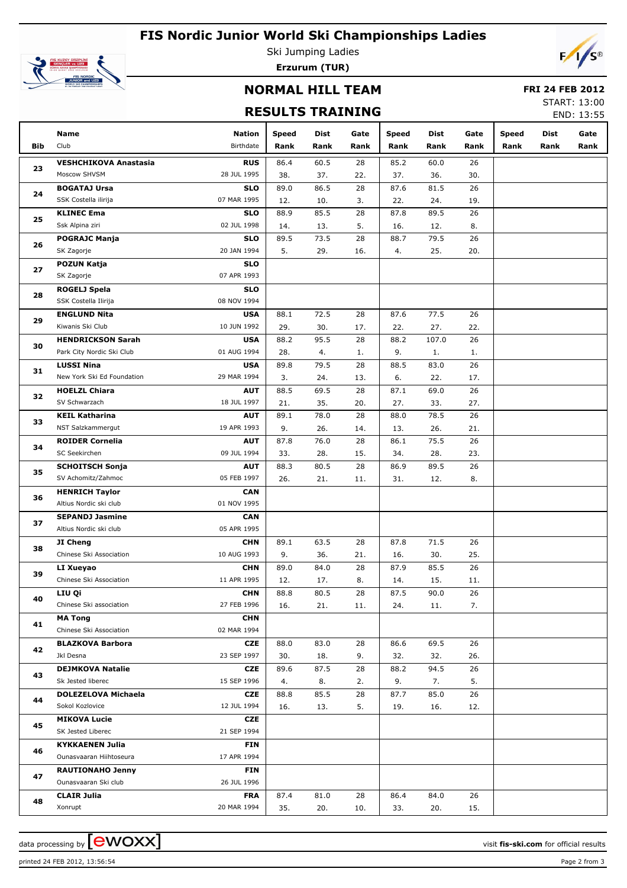# FIS Nordic Junior World Ski Championships Ladies

Ski Jumping Ladies

**Erzurum (TUR)**

## NORMAL HILL TEAM

## RESULTS TRAINING

**FRI 24 FEB 2012**

START: 13:00

END: 13:55

| Bib | Name / Club | Nation / Birthdate | Speed Rank | Dist Rank | Gate Rank | Speed Rank | Dist Rank | Gate Rank | Speed Rank | Dist Rank | Gate Rank |
|---|---|---|---|---|---|---|---|---|---|---|---|
| 23 | **VESHCHIKOVA Anastasia** | **RUS** | 86.4 | 60.5 | 28 | 85.2 | 60.0 | 26 | | | |
| | Moscow SHVSM | 28 JUL 1995 | 38. | 37. | 22. | 37. | 36. | 30. | | | |
| 24 | **BOGATAJ Ursa** | **SLO** | 89.0 | 86.5 | 28 | 87.6 | 81.5 | 26 | | | |
| | SSK Costella ilirija | 07 MAR 1995 | 12. | 10. | 3. | 22. | 24. | 19. | | | |
| 25 | **KLINEC Ema** | **SLO** | 88.9 | 85.5 | 28 | 87.8 | 89.5 | 26 | | | |
| | Ssk Alpina ziri | 02 JUL 1998 | 14. | 13. | 5. | 16. | 12. | 8. | | | |
| 26 | **POGRAJC Manja** | **SLO** | 89.5 | 73.5 | 28 | 88.7 | 79.5 | 26 | | | |
| | SK Zagorje | 20 JAN 1994 | 5. | 29. | 16. | 4. | 25. | 20. | | | |
| 27 | **POZUN Katja** | **SLO** | | | | | | | | | |
| | SK Zagorje | 07 APR 1993 | | | | | | | | | |
| 28 | **ROGELJ Spela** | **SLO** | | | | | | | | | |
| | SSK Costella Ilirija | 08 NOV 1994 | | | | | | | | | |
| 29 | **ENGLUND Nita** | **USA** | 88.1 | 72.5 | 28 | 87.6 | 77.5 | 26 | | | |
| | Kiwanis Ski Club | 10 JUN 1992 | 29. | 30. | 17. | 22. | 27. | 22. | | | |
| 30 | **HENDRICKSON Sarah** | **USA** | 88.2 | 95.5 | 28 | 88.2 | 107.0 | 26 | | | |
| | Park City Nordic Ski Club | 01 AUG 1994 | 28. | 4. | 1. | 9. | 1. | 1. | | | |
| 31 | **LUSSI Nina** | **USA** | 89.8 | 79.5 | 28 | 88.5 | 83.0 | 26 | | | |
| | New York Ski Ed Foundation | 29 MAR 1994 | 3. | 24. | 13. | 6. | 22. | 17. | | | |
| 32 | **HOELZL Chiara** | **AUT** | 88.5 | 69.5 | 28 | 87.1 | 69.0 | 26 | | | |
| | SV Schwarzach | 18 JUL 1997 | 21. | 35. | 20. | 27. | 33. | 27. | | | |
| 33 | **KEIL Katharina** | **AUT** | 89.1 | 78.0 | 28 | 88.0 | 78.5 | 26 | | | |
| | NST Salzkammergut | 19 APR 1993 | 9. | 26. | 14. | 13. | 26. | 21. | | | |
| 34 | **ROIDER Cornelia** | **AUT** | 87.8 | 76.0 | 28 | 86.1 | 75.5 | 26 | | | |
| | SC Seekirchen | 09 JUL 1994 | 33. | 28. | 15. | 34. | 28. | 23. | | | |
| 35 | **SCHOITSCH Sonja** | **AUT** | 88.3 | 80.5 | 28 | 86.9 | 89.5 | 26 | | | |
| | SV Achomitz/Zahmoc | 05 FEB 1997 | 26. | 21. | 11. | 31. | 12. | 8. | | | |
| 36 | **HENRICH Taylor** | **CAN** | | | | | | | | | |
| | Altius Nordic ski club | 01 NOV 1995 | | | | | | | | | |
| 37 | **SEPANDJ Jasmine** | **CAN** | | | | | | | | | |
| | Altius Nordic ski club | 05 APR 1995 | | | | | | | | | |
| 38 | **JI Cheng** | **CHN** | 89.1 | 63.5 | 28 | 87.8 | 71.5 | 26 | | | |
| | Chinese Ski Association | 10 AUG 1993 | 9. | 36. | 21. | 16. | 30. | 25. | | | |
| 39 | **LI Xueyao** | **CHN** | 89.0 | 84.0 | 28 | 87.9 | 85.5 | 26 | | | |
| | Chinese Ski Association | 11 APR 1995 | 12. | 17. | 8. | 14. | 15. | 11. | | | |
| 40 | **LIU Qi** | **CHN** | 88.8 | 80.5 | 28 | 87.5 | 90.0 | 26 | | | |
| | Chinese Ski association | 27 FEB 1996 | 16. | 21. | 11. | 24. | 11. | 7. | | | |
| 41 | **MA Tong** | **CHN** | | | | | | | | | |
| | Chinese Ski Association | 02 MAR 1994 | | | | | | | | | |
| 42 | **BLAZKOVA Barbora** | **CZE** | 88.0 | 83.0 | 28 | 86.6 | 69.5 | 26 | | | |
| | Jkl Desna | 23 SEP 1997 | 30. | 18. | 9. | 32. | 32. | 26. | | | |
| 43 | **DEJMKOVA Natalie** | **CZE** | 89.6 | 87.5 | 28 | 88.2 | 94.5 | 26 | | | |
| | Sk Jested liberec | 15 SEP 1996 | 4. | 8. | 2. | 9. | 7. | 5. | | | |
| 44 | **DOLEZELOVA Michaela** | **CZE** | 88.8 | 85.5 | 28 | 87.7 | 85.0 | 26 | | | |
| | Sokol Kozlovice | 12 JUL 1994 | 16. | 13. | 5. | 19. | 16. | 12. | | | |
| 45 | **MIKOVA Lucie** | **CZE** | | | | | | | | | |
| | SK Jested Liberec | 21 SEP 1994 | | | | | | | | | |
| 46 | **KYKKAENEN Julia** | **FIN** | | | | | | | | | |
| | Ounasvaaran Hiihtoseura | 17 APR 1994 | | | | | | | | | |
| 47 | **RAUTIONAHO Jenny** | **FIN** | | | | | | | | | |
| | Ounasvaaran Ski club | 26 JUL 1996 | | | | | | | | | |
| 48 | **CLAIR Julia** | **FRA** | 87.4 | 81.0 | 28 | 86.4 | 84.0 | 26 | | | |
| | Xonrupt | 20 MAR 1994 | 35. | 20. | 10. | 33. | 20. | 15. | | | |

data processing by ewoxx — visit **fis-ski.com** for official results

printed 24 FEB 2012, 13:56:54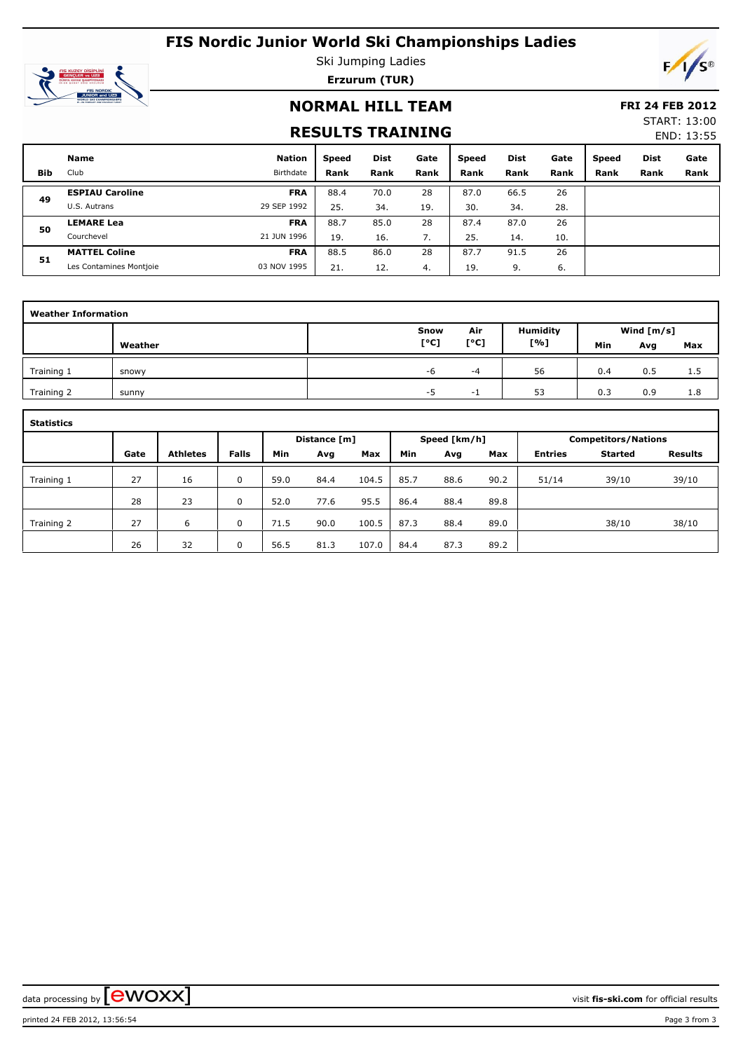# FIS Nordic Junior World Ski Championships Ladies

Ski Jumping Ladies

**Erzurum (TUR)**

## NORMAL HILL TEAM

## RESULTS TRAINING

**FRI 24 FEB 2012**

START: 13:00

END: 13:55

| Bib | Name / Club | Nation / Birthdate | Speed Rank | Dist Rank | Gate Rank | Speed Rank | Dist Rank | Gate Rank | Speed Rank | Dist Rank | Gate Rank |
|---|---|---|---|---|---|---|---|---|---|---|---|
| 49 | **ESPIAU Caroline** | **FRA** | 88.4 | 70.0 | 28 | 87.0 | 66.5 | 26 | | | |
| | U.S. Autrans | 29 SEP 1992 | 25. | 34. | 19. | 30. | 34. | 28. | | | |
| 50 | **LEMARE Lea** | **FRA** | 88.7 | 85.0 | 28 | 87.4 | 87.0 | 26 | | | |
| | Courchevel | 21 JUN 1996 | 19. | 16. | 7. | 25. | 14. | 10. | | | |
| 51 | **MATTEL Coline** | **FRA** | 88.5 | 86.0 | 28 | 87.7 | 91.5 | 26 | | | |
| | Les Contamines Montjoie | 03 NOV 1995 | 21. | 12. | 4. | 19. | 9. | 6. | | | |

**Weather Information**

| | Weather | Snow [°C] | Air [°C] | Humidity [%] | Wind [m/s] Min | Avg | Max |
|---|---|---|---|---|---|---|---|
| Training 1 | snowy | -6 | -4 | 56 | 0.4 | 0.5 | 1.5 |
| Training 2 | sunny | -5 | -1 | 53 | 0.3 | 0.9 | 1.8 |

**Statistics**

| | Gate | Athletes | Falls | Distance [m] Min | Avg | Max | Speed [km/h] Min | Avg | Max | Competitors/Nations Entries | Started | Results |
|---|---|---|---|---|---|---|---|---|---|---|---|---|
| Training 1 | 27 | 16 | 0 | 59.0 | 84.4 | 104.5 | 85.7 | 88.6 | 90.2 | 51/14 | 39/10 | 39/10 |
| | 28 | 23 | 0 | 52.0 | 77.6 | 95.5 | 86.4 | 88.4 | 89.8 | | | |
| Training 2 | 27 | 6 | 0 | 71.5 | 90.0 | 100.5 | 87.3 | 88.4 | 89.0 | | 38/10 | 38/10 |
| | 26 | 32 | 0 | 56.5 | 81.3 | 107.0 | 84.4 | 87.3 | 89.2 | | | |

data processing by ewoxx

visit **fis-ski.com** for official results

printed 24 FEB 2012, 13:56:54